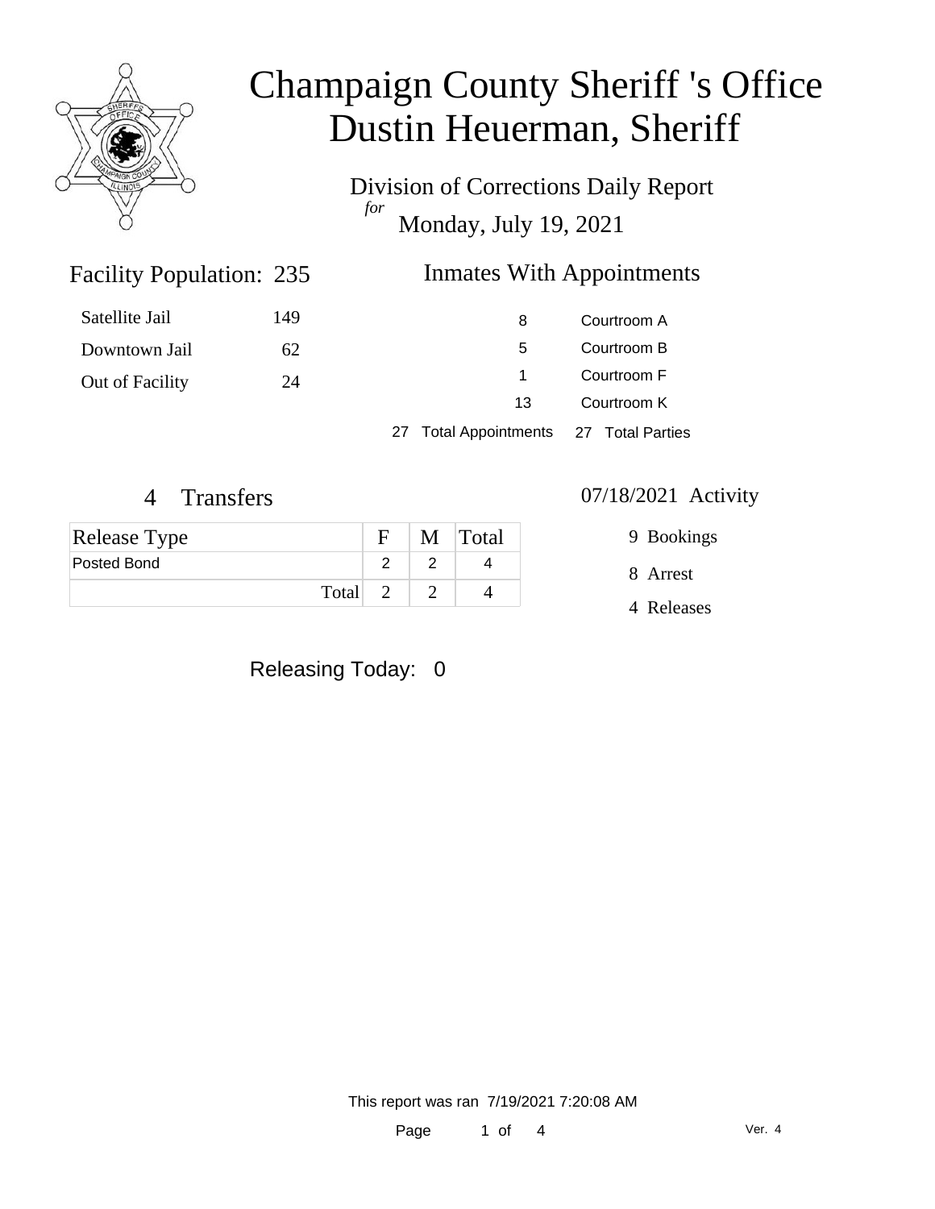# Champaign County Sheriff 's Office
# Dustin Heuerman, Sheriff

Division of Corrections Daily Report
*for*
Monday, July 19, 2021

## Facility Population: 235

| | |
|---|---|
| Satellite Jail | 149 |
| Downtown Jail | 62 |
| Out of Facility | 24 |

## Inmates With Appointments

| | |
|---|---|
| 8 | Courtroom A |
| 5 | Courtroom B |
| 1 | Courtroom F |
| 13 | Courtroom K |

27 Total Appointments 27 Total Parties

## 4 Transfers

| Release Type | F | M | Total |
|---|---|---|---|
| Posted Bond | 2 | 2 | 4 |
| Total | 2 | 2 | 4 |

## 07/18/2021 Activity

9 Bookings

8 Arrest

4 Releases

Releasing Today: 0

This report was ran 7/19/2021 7:20:08 AM

Ver. 4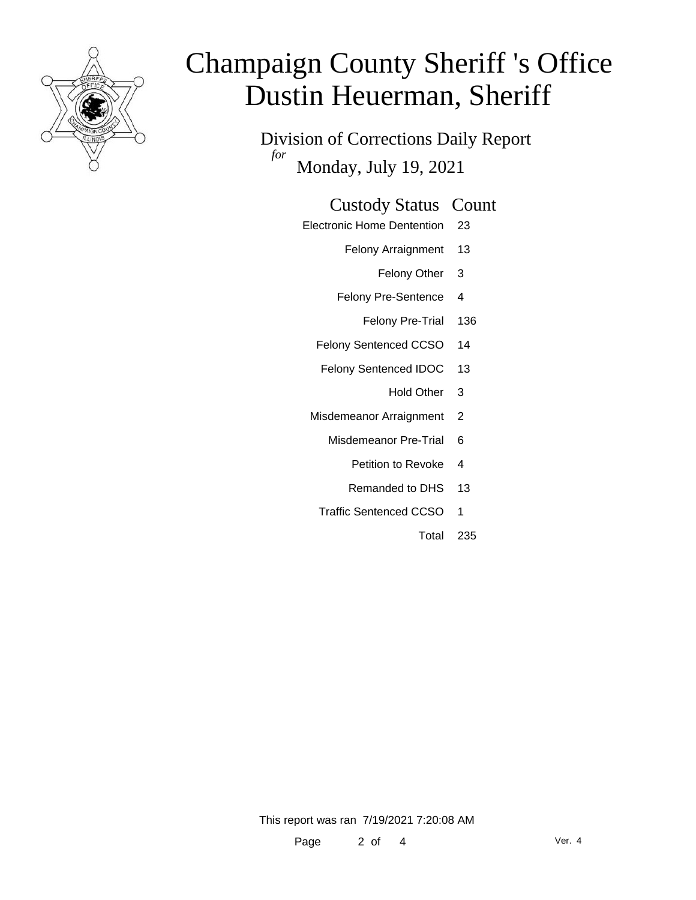# Champaign County Sheriff 's Office
# Dustin Heuerman, Sheriff

## Division of Corrections Daily Report

*for*

Monday, July 19, 2021

| Custody Status | Count |
|---|---|
| Electronic Home Dentention | 23 |
| Felony Arraignment | 13 |
| Felony Other | 3 |
| Felony Pre-Sentence | 4 |
| Felony Pre-Trial | 136 |
| Felony Sentenced CCSO | 14 |
| Felony Sentenced IDOC | 13 |
| Hold Other | 3 |
| Misdemeanor Arraignment | 2 |
| Misdemeanor Pre-Trial | 6 |
| Petition to Revoke | 4 |
| Remanded to DHS | 13 |
| Traffic Sentenced CCSO | 1 |
| Total | 235 |

This report was ran 7/19/2021 7:20:08 AM

Ver. 4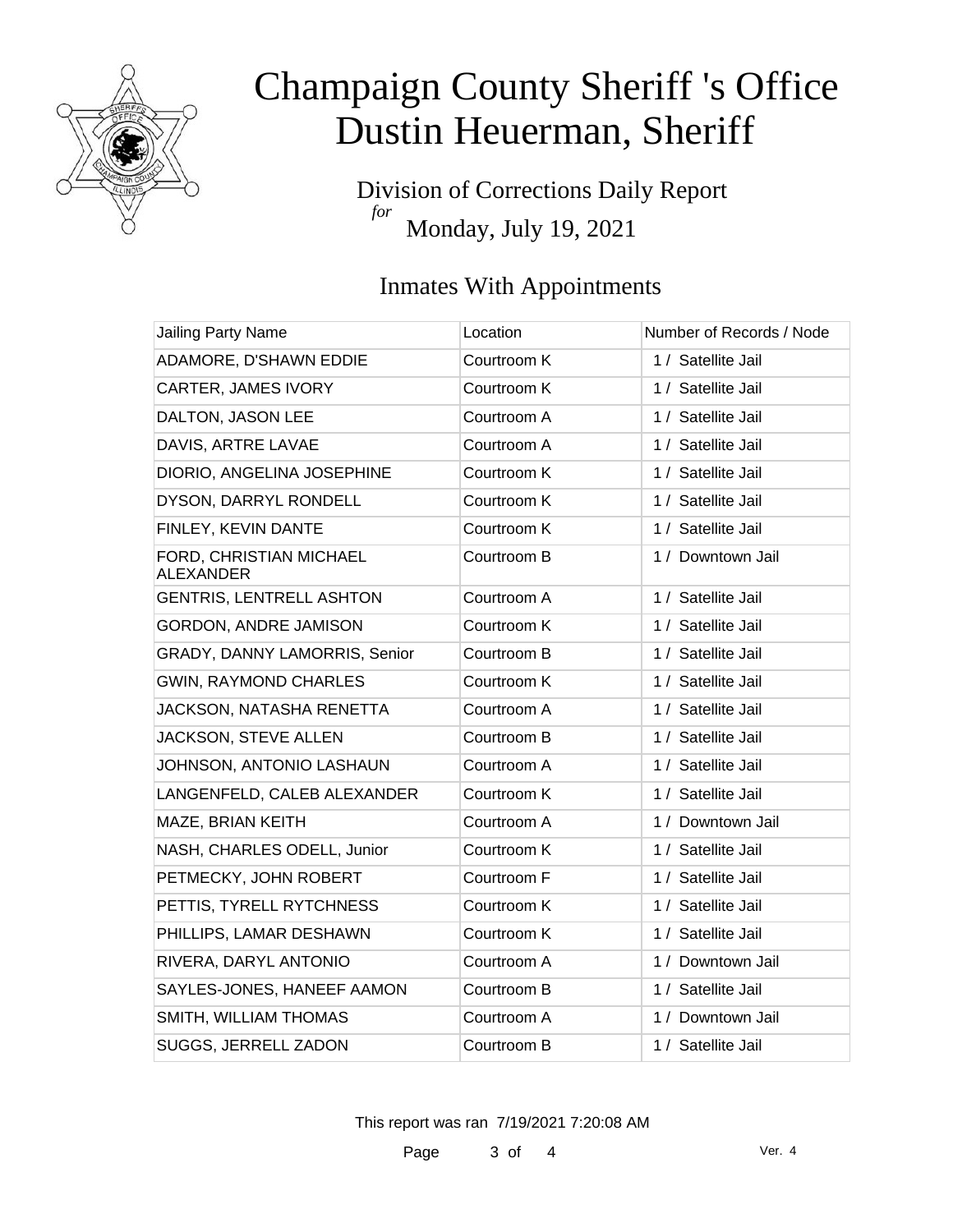# Champaign County Sheriff 's Office
# Dustin Heuerman, Sheriff

Division of Corrections Daily Report
*for*
Monday, July 19, 2021

## Inmates With Appointments

| Jailing Party Name | Location | Number of Records / Node |
|---|---|---|
| ADAMORE, D'SHAWN EDDIE | Courtroom K | 1 / Satellite Jail |
| CARTER, JAMES IVORY | Courtroom K | 1 / Satellite Jail |
| DALTON, JASON LEE | Courtroom A | 1 / Satellite Jail |
| DAVIS, ARTRE LAVAE | Courtroom A | 1 / Satellite Jail |
| DIORIO, ANGELINA JOSEPHINE | Courtroom K | 1 / Satellite Jail |
| DYSON, DARRYL RONDELL | Courtroom K | 1 / Satellite Jail |
| FINLEY, KEVIN DANTE | Courtroom K | 1 / Satellite Jail |
| FORD, CHRISTIAN MICHAEL ALEXANDER | Courtroom B | 1 / Downtown Jail |
| GENTRIS, LENTRELL ASHTON | Courtroom A | 1 / Satellite Jail |
| GORDON, ANDRE JAMISON | Courtroom K | 1 / Satellite Jail |
| GRADY, DANNY LAMORRIS, Senior | Courtroom B | 1 / Satellite Jail |
| GWIN, RAYMOND CHARLES | Courtroom K | 1 / Satellite Jail |
| JACKSON, NATASHA RENETTA | Courtroom A | 1 / Satellite Jail |
| JACKSON, STEVE ALLEN | Courtroom B | 1 / Satellite Jail |
| JOHNSON, ANTONIO LASHAUN | Courtroom A | 1 / Satellite Jail |
| LANGENFELD, CALEB ALEXANDER | Courtroom K | 1 / Satellite Jail |
| MAZE, BRIAN KEITH | Courtroom A | 1 / Downtown Jail |
| NASH, CHARLES ODELL, Junior | Courtroom K | 1 / Satellite Jail |
| PETMECKY, JOHN ROBERT | Courtroom F | 1 / Satellite Jail |
| PETTIS, TYRELL RYTCHNESS | Courtroom K | 1 / Satellite Jail |
| PHILLIPS, LAMAR DESHAWN | Courtroom K | 1 / Satellite Jail |
| RIVERA, DARYL ANTONIO | Courtroom A | 1 / Downtown Jail |
| SAYLES-JONES, HANEEF AAMON | Courtroom B | 1 / Satellite Jail |
| SMITH, WILLIAM THOMAS | Courtroom A | 1 / Downtown Jail |
| SUGGS, JERRELL ZADON | Courtroom B | 1 / Satellite Jail |

This report was ran 7/19/2021 7:20:08 AM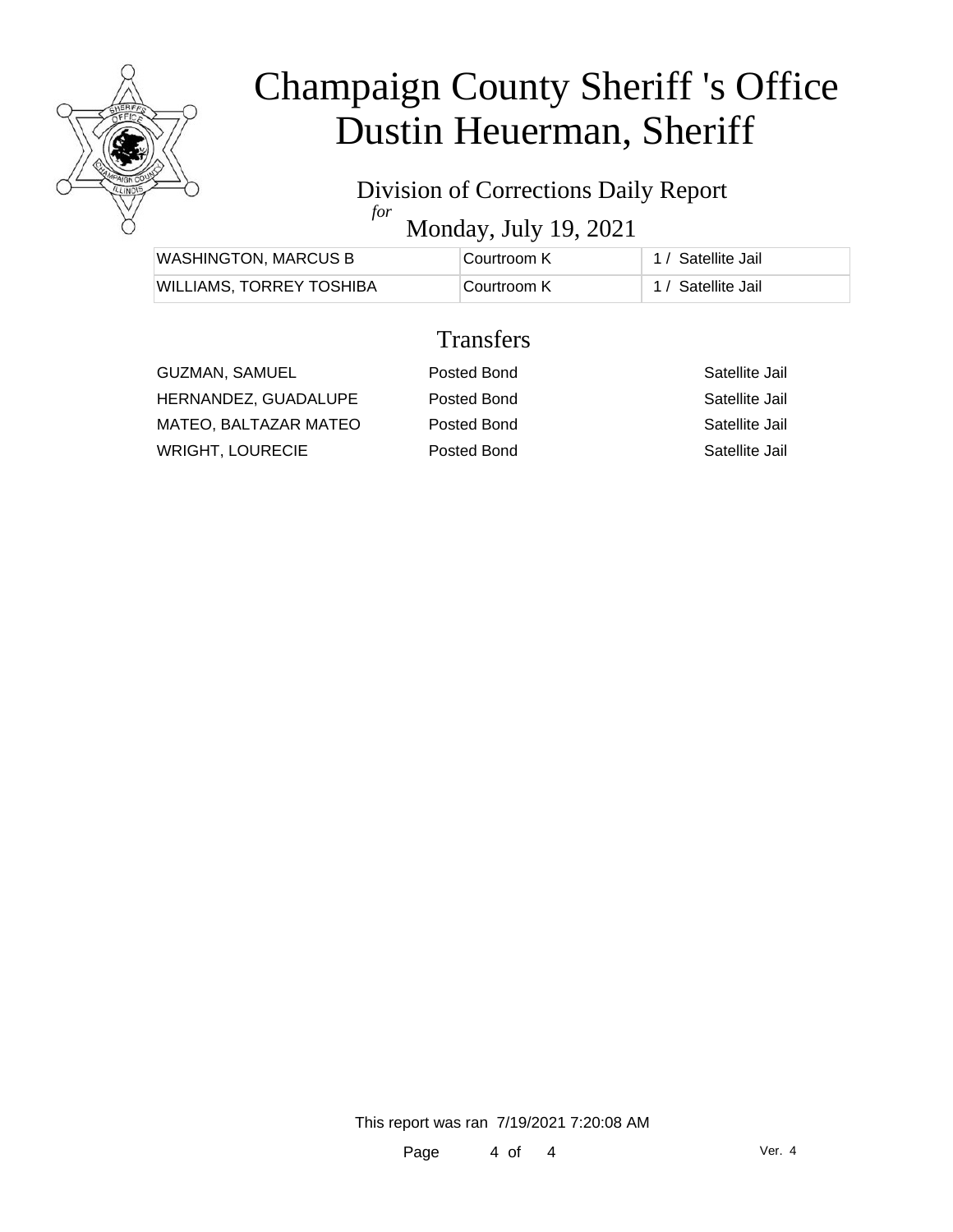# Champaign County Sheriff 's Office
# Dustin Heuerman, Sheriff

## Division of Corrections Daily Report

*for*

## Monday, July 19, 2021

| | | |
|---|---|---|
| WASHINGTON, MARCUS B | Courtroom K | 1 / Satellite Jail |
| WILLIAMS, TORREY TOSHIBA | Courtroom K | 1 / Satellite Jail |

## Transfers

| | | |
|---|---|---|
| GUZMAN, SAMUEL | Posted Bond | Satellite Jail |
| HERNANDEZ, GUADALUPE | Posted Bond | Satellite Jail |
| MATEO, BALTAZAR MATEO | Posted Bond | Satellite Jail |
| WRIGHT, LOURECIE | Posted Bond | Satellite Jail |

This report was ran 7/19/2021 7:20:08 AM

Ver. 4